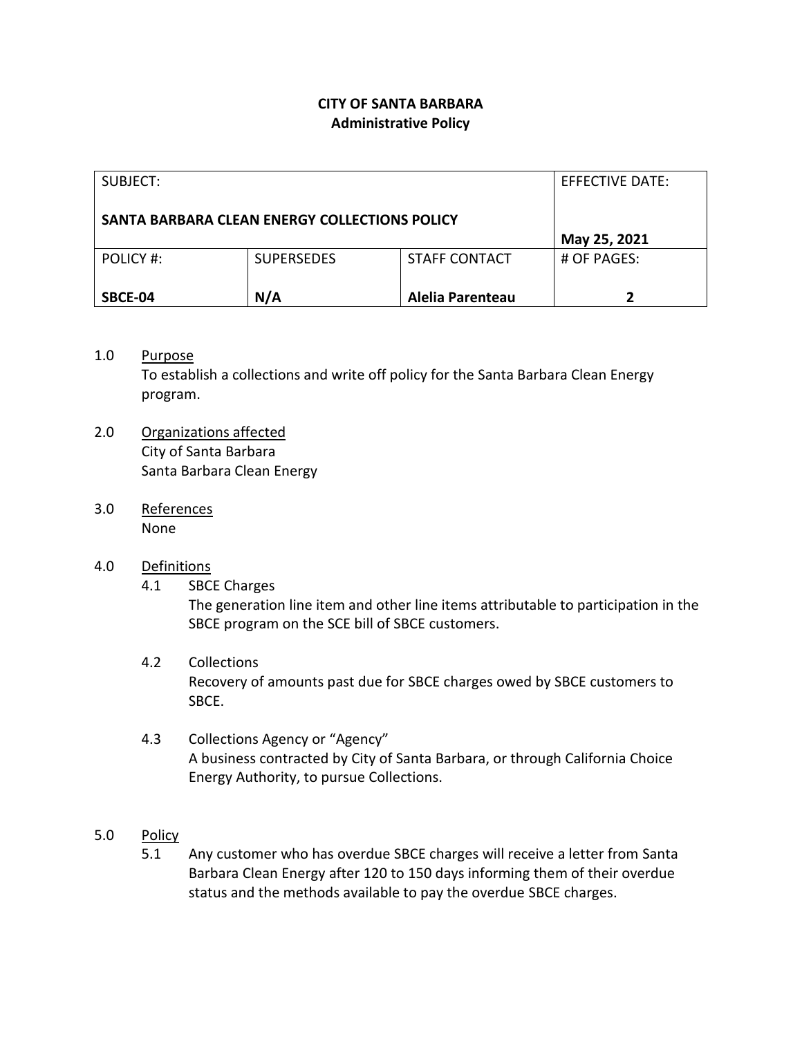**CITY OF SANTA BARBARA**
**Administrative Policy**

| SUBJECT: **SANTA BARBARA CLEAN ENERGY COLLECTIONS POLICY** | | | EFFECTIVE DATE: **May 25, 2021** |
|---|---|---|---|
| POLICY #: **SBCE-04** | SUPERSEDES **N/A** | STAFF CONTACT **Alelia Parenteau** | # OF PAGES: **2** |

1.0 Purpose

To establish a collections and write off policy for the Santa Barbara Clean Energy program.

2.0 Organizations affected

City of Santa Barbara
Santa Barbara Clean Energy

3.0 References

None

4.0 Definitions

4.1 SBCE Charges

The generation line item and other line items attributable to participation in the SBCE program on the SCE bill of SBCE customers.

4.2 Collections

Recovery of amounts past due for SBCE charges owed by SBCE customers to SBCE.

4.3 Collections Agency or "Agency"

A business contracted by City of Santa Barbara, or through California Choice Energy Authority, to pursue Collections.

5.0 Policy

5.1 Any customer who has overdue SBCE charges will receive a letter from Santa Barbara Clean Energy after 120 to 150 days informing them of their overdue status and the methods available to pay the overdue SBCE charges.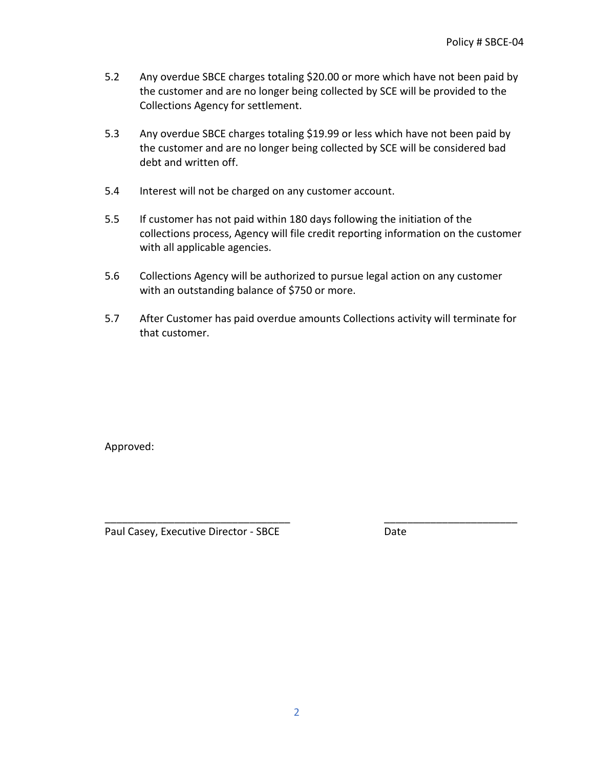5.2 Any overdue SBCE charges totaling $20.00 or more which have not been paid by the customer and are no longer being collected by SCE will be provided to the Collections Agency for settlement.

5.3 Any overdue SBCE charges totaling $19.99 or less which have not been paid by the customer and are no longer being collected by SCE will be considered bad debt and written off.

5.4 Interest will not be charged on any customer account.

5.5 If customer has not paid within 180 days following the initiation of the collections process, Agency will file credit reporting information on the customer with all applicable agencies.

5.6 Collections Agency will be authorized to pursue legal action on any customer with an outstanding balance of $750 or more.

5.7 After Customer has paid overdue amounts Collections activity will terminate for that customer.

Approved:

\_\_\_\_\_\_\_\_\_\_\_\_\_\_\_\_\_\_\_\_\_\_\_\_\_\_\_\_\_\_\_\_ \_\_\_\_\_\_\_\_\_\_\_\_\_\_\_\_\_\_\_\_\_\_\_

Paul Casey, Executive Director - SBCE Date